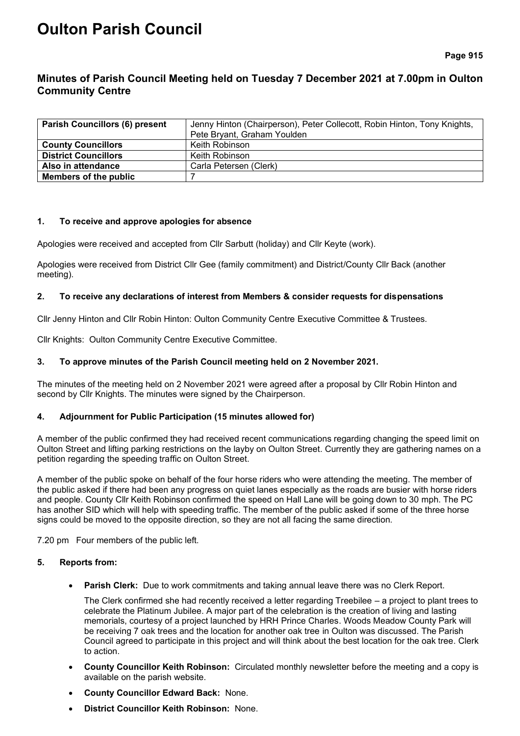# Oulton Parish Council

## Minutes of Parish Council Meeting held on Tuesday 7 December 2021 at 7.00pm in Oulton Community Centre

| **Parish Councillors (6) present** | Jenny Hinton (Chairperson), Peter Collecott, Robin Hinton, Tony Knights, Pete Bryant, Graham Youlden |
|---|---|
| **County Councillors** | Keith Robinson |
| **District Councillors** | Keith Robinson |
| **Also in attendance** | Carla Petersen (Clerk) |
| **Members of the public** | 7 |

### 1. To receive and approve apologies for absence

Apologies were received and accepted from Cllr Sarbutt (holiday) and Cllr Keyte (work).

Apologies were received from District Cllr Gee (family commitment) and District/County Cllr Back (another meeting).

### 2. To receive any declarations of interest from Members & consider requests for dispensations

Cllr Jenny Hinton and Cllr Robin Hinton: Oulton Community Centre Executive Committee & Trustees.

Cllr Knights: Oulton Community Centre Executive Committee.

### 3. To approve minutes of the Parish Council meeting held on 2 November 2021.

The minutes of the meeting held on 2 November 2021 were agreed after a proposal by Cllr Robin Hinton and second by Cllr Knights. The minutes were signed by the Chairperson.

### 4. Adjournment for Public Participation (15 minutes allowed for)

A member of the public confirmed they had received recent communications regarding changing the speed limit on Oulton Street and lifting parking restrictions on the layby on Oulton Street. Currently they are gathering names on a petition regarding the speeding traffic on Oulton Street.

A member of the public spoke on behalf of the four horse riders who were attending the meeting. The member of the public asked if there had been any progress on quiet lanes especially as the roads are busier with horse riders and people. County Cllr Keith Robinson confirmed the speed on Hall Lane will be going down to 30 mph. The PC has another SID which will help with speeding traffic. The member of the public asked if some of the three horse signs could be moved to the opposite direction, so they are not all facing the same direction.

7.20 pm Four members of the public left.

### 5. Reports from:

- **Parish Clerk:** Due to work commitments and taking annual leave there was no Clerk Report.

  The Clerk confirmed she had recently received a letter regarding Treebilee – a project to plant trees to celebrate the Platinum Jubilee. A major part of the celebration is the creation of living and lasting memorials, courtesy of a project launched by HRH Prince Charles. Woods Meadow County Park will be receiving 7 oak trees and the location for another oak tree in Oulton was discussed. The Parish Council agreed to participate in this project and will think about the best location for the oak tree. Clerk to action.

- **County Councillor Keith Robinson:** Circulated monthly newsletter before the meeting and a copy is available on the parish website.
- **County Councillor Edward Back:** None.
- **District Councillor Keith Robinson:** None.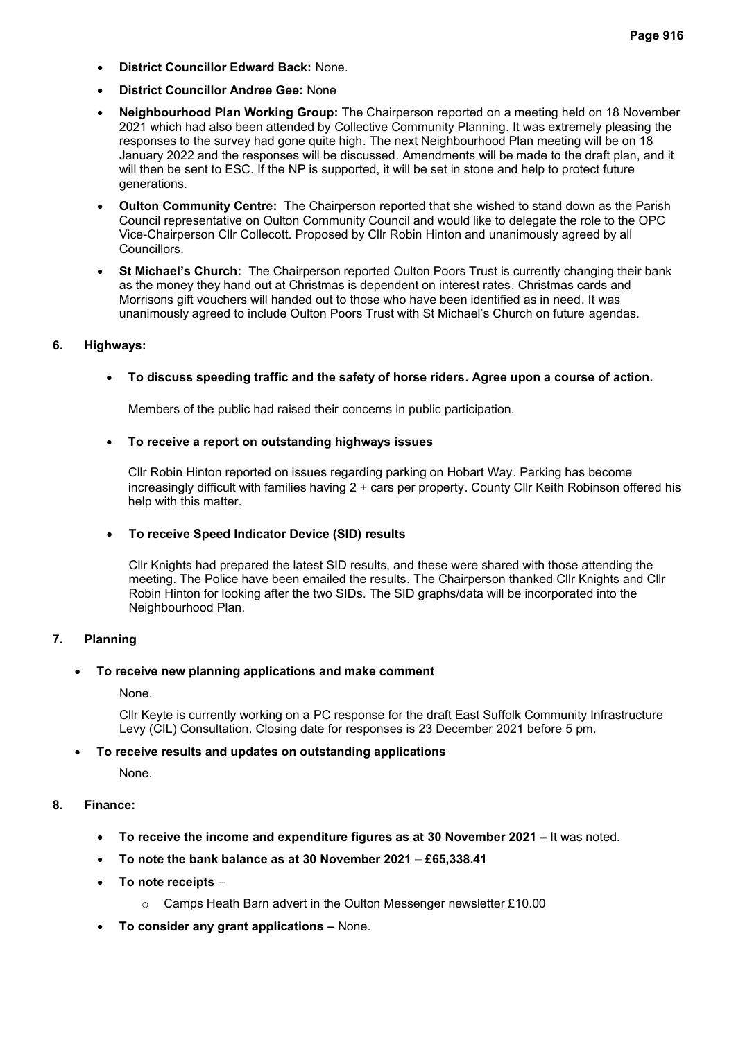- **District Councillor Edward Back:** None.
- **District Councillor Andree Gee:** None
- **Neighbourhood Plan Working Group:** The Chairperson reported on a meeting held on 18 November 2021 which had also been attended by Collective Community Planning. It was extremely pleasing the responses to the survey had gone quite high. The next Neighbourhood Plan meeting will be on 18 January 2022 and the responses will be discussed. Amendments will be made to the draft plan, and it will then be sent to ESC. If the NP is supported, it will be set in stone and help to protect future generations.
- **Oulton Community Centre:** The Chairperson reported that she wished to stand down as the Parish Council representative on Oulton Community Council and would like to delegate the role to the OPC Vice-Chairperson Cllr Collecott. Proposed by Cllr Robin Hinton and unanimously agreed by all Councillors.
- **St Michael's Church:** The Chairperson reported Oulton Poors Trust is currently changing their bank as the money they hand out at Christmas is dependent on interest rates. Christmas cards and Morrisons gift vouchers will handed out to those who have been identified as in need. It was unanimously agreed to include Oulton Poors Trust with St Michael's Church on future agendas.

## 6. Highways:

- **To discuss speeding traffic and the safety of horse riders. Agree upon a course of action.**

  Members of the public had raised their concerns in public participation.

- **To receive a report on outstanding highways issues**

  Cllr Robin Hinton reported on issues regarding parking on Hobart Way. Parking has become increasingly difficult with families having 2 + cars per property. County Cllr Keith Robinson offered his help with this matter.

- **To receive Speed Indicator Device (SID) results**

  Cllr Knights had prepared the latest SID results, and these were shared with those attending the meeting. The Police have been emailed the results. The Chairperson thanked Cllr Knights and Cllr Robin Hinton for looking after the two SIDs. The SID graphs/data will be incorporated into the Neighbourhood Plan.

## 7. Planning

- **To receive new planning applications and make comment**

  None.

  Cllr Keyte is currently working on a PC response for the draft East Suffolk Community Infrastructure Levy (CIL) Consultation. Closing date for responses is 23 December 2021 before 5 pm.

- **To receive results and updates on outstanding applications**

  None.

## 8. Finance:

- **To receive the income and expenditure figures as at 30 November 2021 –** It was noted.
- **To note the bank balance as at 30 November 2021 – £65,338.41**
- **To note receipts** –
  - Camps Heath Barn advert in the Oulton Messenger newsletter £10.00
- **To consider any grant applications –** None.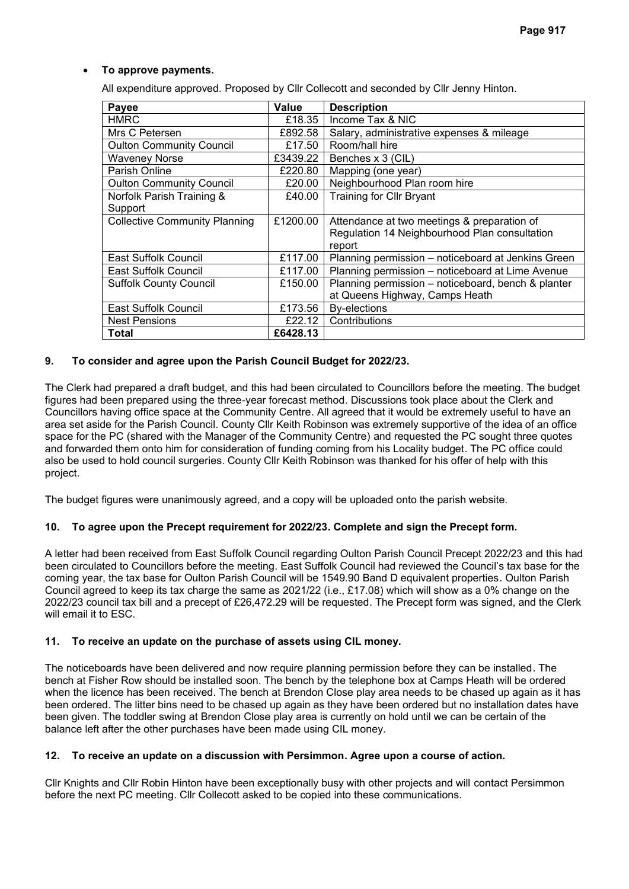- **To approve payments.**

All expenditure approved. Proposed by Cllr Collecott and seconded by Cllr Jenny Hinton.

| Payee | Value | Description |
| --- | --- | --- |
| HMRC | £18.35 | Income Tax & NIC |
| Mrs C Petersen | £892.58 | Salary, administrative expenses & mileage |
| Oulton Community Council | £17.50 | Room/hall hire |
| Waveney Norse | £3439.22 | Benches x 3 (CIL) |
| Parish Online | £220.80 | Mapping (one year) |
| Oulton Community Council | £20.00 | Neighbourhood Plan room hire |
| Norfolk Parish Training & Support | £40.00 | Training for Cllr Bryant |
| Collective Community Planning | £1200.00 | Attendance at two meetings & preparation of Regulation 14 Neighbourhood Plan consultation report |
| East Suffolk Council | £117.00 | Planning permission – noticeboard at Jenkins Green |
| East Suffolk Council | £117.00 | Planning permission – noticeboard at Lime Avenue |
| Suffolk County Council | £150.00 | Planning permission – noticeboard, bench & planter at Queens Highway, Camps Heath |
| East Suffolk Council | £173.56 | By-elections |
| Nest Pensions | £22.12 | Contributions |
| **Total** | **£6428.13** | |

## 9. To consider and agree upon the Parish Council Budget for 2022/23.

The Clerk had prepared a draft budget, and this had been circulated to Councillors before the meeting. The budget figures had been prepared using the three-year forecast method. Discussions took place about the Clerk and Councillors having office space at the Community Centre. All agreed that it would be extremely useful to have an area set aside for the Parish Council. County Cllr Keith Robinson was extremely supportive of the idea of an office space for the PC (shared with the Manager of the Community Centre) and requested the PC sought three quotes and forwarded them onto him for consideration of funding coming from his Locality budget. The PC office could also be used to hold council surgeries. County Cllr Keith Robinson was thanked for his offer of help with this project.

The budget figures were unanimously agreed, and a copy will be uploaded onto the parish website.

## 10. To agree upon the Precept requirement for 2022/23. Complete and sign the Precept form.

A letter had been received from East Suffolk Council regarding Oulton Parish Council Precept 2022/23 and this had been circulated to Councillors before the meeting. East Suffolk Council had reviewed the Council's tax base for the coming year, the tax base for Oulton Parish Council will be 1549.90 Band D equivalent properties. Oulton Parish Council agreed to keep its tax charge the same as 2021/22 (i.e., £17.08) which will show as a 0% change on the 2022/23 council tax bill and a precept of £26,472.29 will be requested. The Precept form was signed, and the Clerk will email it to ESC.

## 11. To receive an update on the purchase of assets using CIL money.

The noticeboards have been delivered and now require planning permission before they can be installed. The bench at Fisher Row should be installed soon. The bench by the telephone box at Camps Heath will be ordered when the licence has been received. The bench at Brendon Close play area needs to be chased up again as it has been ordered. The litter bins need to be chased up again as they have been ordered but no installation dates have been given. The toddler swing at Brendon Close play area is currently on hold until we can be certain of the balance left after the other purchases have been made using CIL money.

## 12. To receive an update on a discussion with Persimmon. Agree upon a course of action.

Cllr Knights and Cllr Robin Hinton have been exceptionally busy with other projects and will contact Persimmon before the next PC meeting. Cllr Collecott asked to be copied into these communications.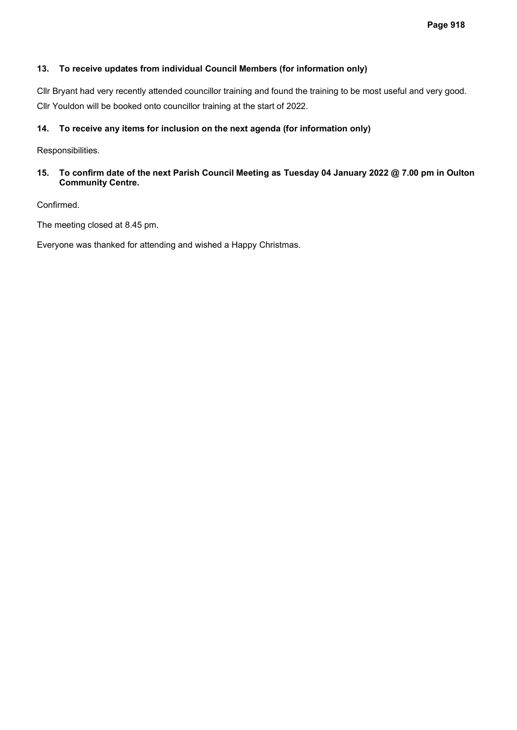### 13. To receive updates from individual Council Members (for information only)

Cllr Bryant had very recently attended councillor training and found the training to be most useful and very good. Cllr Youldon will be booked onto councillor training at the start of 2022.

### 14. To receive any items for inclusion on the next agenda (for information only)

Responsibilities.

### 15. To confirm date of the next Parish Council Meeting as Tuesday 04 January 2022 @ 7.00 pm in Oulton Community Centre.

Confirmed.

The meeting closed at 8.45 pm.

Everyone was thanked for attending and wished a Happy Christmas.